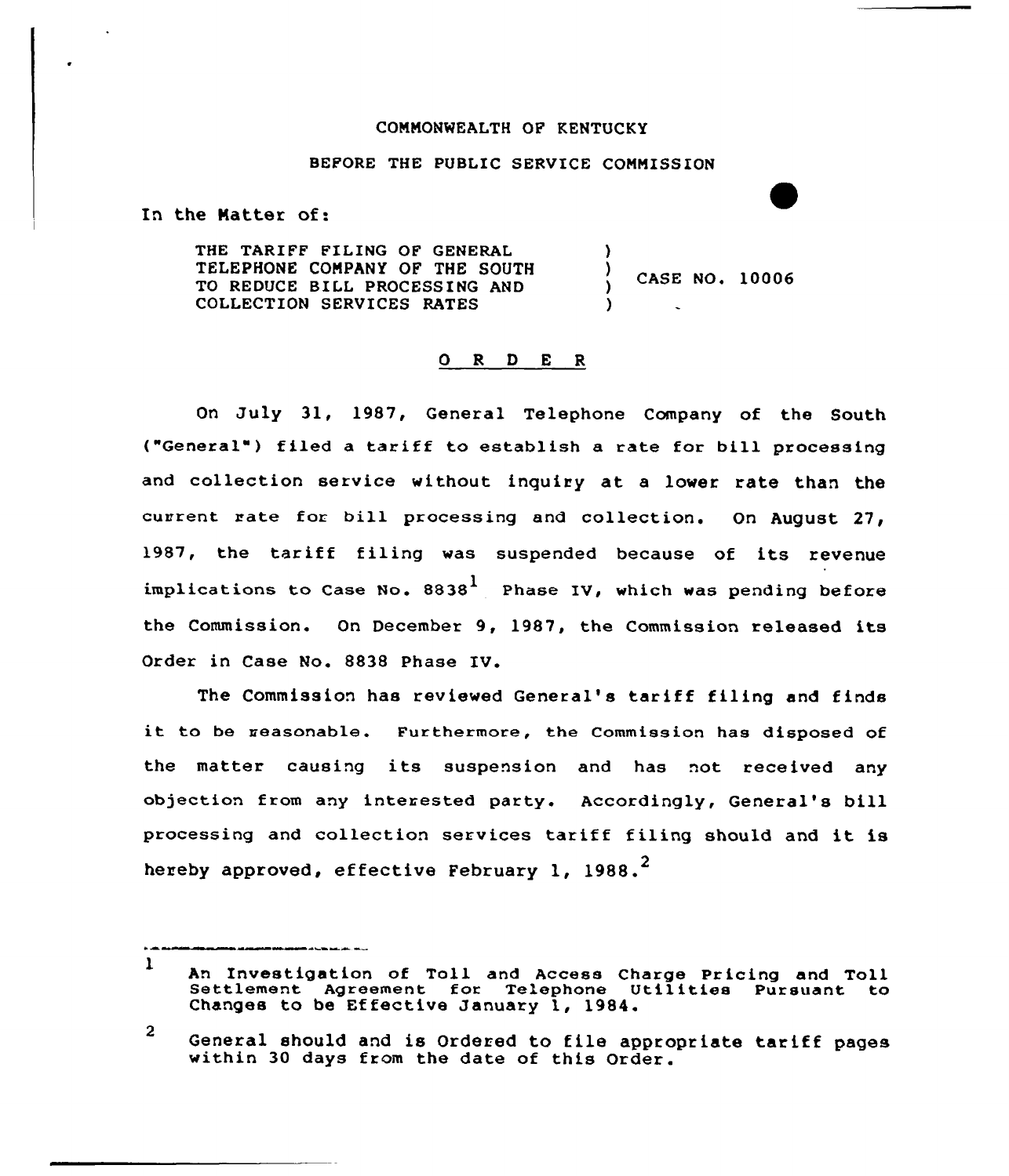COMMONWEALTH OF KENTUCKY

BEFORE THE PUBLIC SERVICE COMMISSION

In the Matter of:

THE TARIFF FILING OF GENERAL TELEPHONE COMPANY OF THE SOUTH TO REDUCE BILL PROCESSING AND COLLECTION SERVICES RATES ) CASE NO. 10006

## O R D E R

On July 31, 1987, General Telephone Company of the South ("General") filed a tariff to establish a rate for bill processing and collection service without inquiry at a lower rate than the current rate for bill processing and collection. On August 27, 1987, the tariff filing was suspended because of its revenue implications to Case No. 8838[1] Phase IV, which was pending before the Commission. On December 9, 1987, the Commission released its Order in Case No. 8838 Phase IV.

The Commission has reviewed General's tariff filing and finds it to be reasonable. Furthermore, the Commission has disposed of the matter causing its suspension and has not received any objection from any interested party. Accordingly, General's bill processing and collection services tariff filing should and it is hereby approved, effective February 1, 1988.[2]

---

[1] An Investigation of Toll and Access Charge Pricing and Toll Settlement Agreement for Telephone Utilities Pursuant to Changes to be Effective January 1, 1984.

[2] General should and is Ordered to file appropriate tariff pages within 30 days from the date of this Order.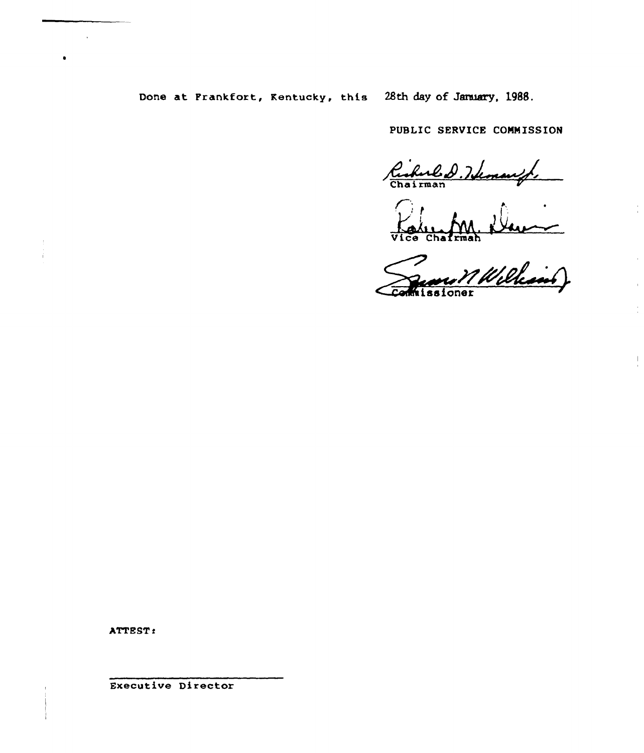Done at Frankfort, Kentucky, this 28th day of January, 1988.

PUBLIC SERVICE COMMISSION

Chairman

Vice Chairman

Commissioner

ATTEST:

Executive Director